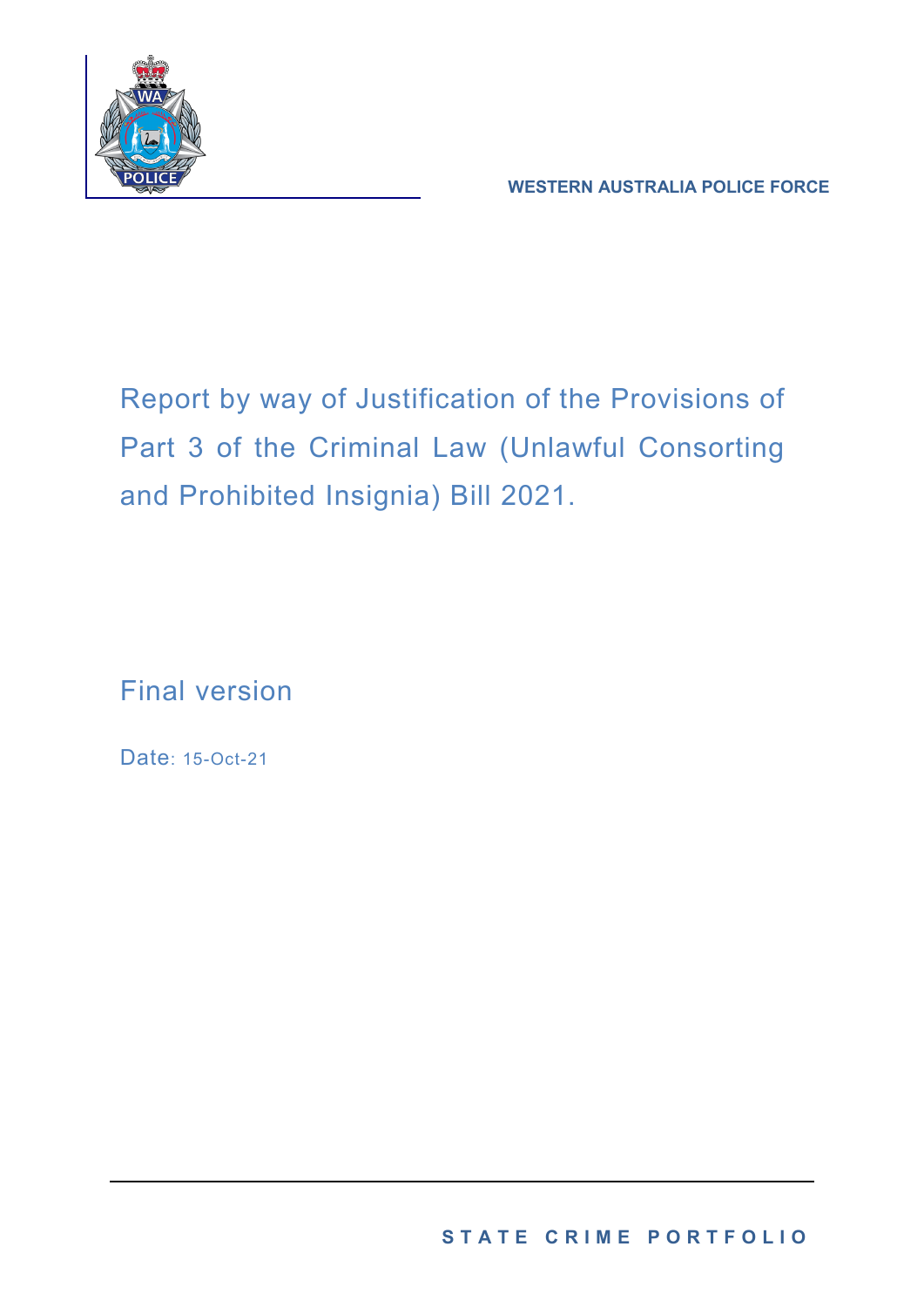WESTERN AUSTRALIA POLICE FORCE

# Report by way of Justification of the Provisions of Part 3 of the Criminal Law (Unlawful Consorting and Prohibited Insignia) Bill 2021.

Final version

Date: 15-Oct-21

STATE CRIME PORTFOLIO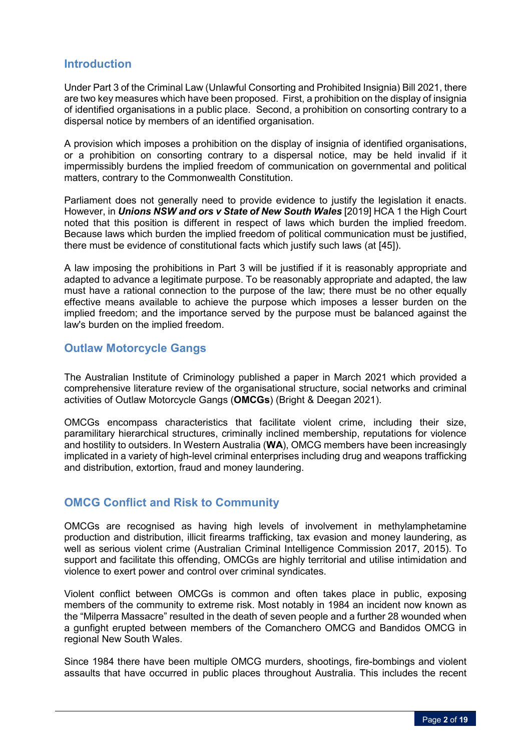## Introduction

Under Part 3 of the Criminal Law (Unlawful Consorting and Prohibited Insignia) Bill 2021, there are two key measures which have been proposed. First, a prohibition on the display of insignia of identified organisations in a public place. Second, a prohibition on consorting contrary to a dispersal notice by members of an identified organisation.

A provision which imposes a prohibition on the display of insignia of identified organisations, or a prohibition on consorting contrary to a dispersal notice, may be held invalid if it impermissibly burdens the implied freedom of communication on governmental and political matters, contrary to the Commonwealth Constitution.

Parliament does not generally need to provide evidence to justify the legislation it enacts. However, in ***Unions NSW and ors v State of New South Wales*** [2019] HCA 1 the High Court noted that this position is different in respect of laws which burden the implied freedom. Because laws which burden the implied freedom of political communication must be justified, there must be evidence of constitutional facts which justify such laws (at [45]).

A law imposing the prohibitions in Part 3 will be justified if it is reasonably appropriate and adapted to advance a legitimate purpose. To be reasonably appropriate and adapted, the law must have a rational connection to the purpose of the law; there must be no other equally effective means available to achieve the purpose which imposes a lesser burden on the implied freedom; and the importance served by the purpose must be balanced against the law's burden on the implied freedom.

## Outlaw Motorcycle Gangs

The Australian Institute of Criminology published a paper in March 2021 which provided a comprehensive literature review of the organisational structure, social networks and criminal activities of Outlaw Motorcycle Gangs (**OMCGs**) (Bright & Deegan 2021).

OMCGs encompass characteristics that facilitate violent crime, including their size, paramilitary hierarchical structures, criminally inclined membership, reputations for violence and hostility to outsiders. In Western Australia (**WA**), OMCG members have been increasingly implicated in a variety of high-level criminal enterprises including drug and weapons trafficking and distribution, extortion, fraud and money laundering.

## OMCG Conflict and Risk to Community

OMCGs are recognised as having high levels of involvement in methylamphetamine production and distribution, illicit firearms trafficking, tax evasion and money laundering, as well as serious violent crime (Australian Criminal Intelligence Commission 2017, 2015). To support and facilitate this offending, OMCGs are highly territorial and utilise intimidation and violence to exert power and control over criminal syndicates.

Violent conflict between OMCGs is common and often takes place in public, exposing members of the community to extreme risk. Most notably in 1984 an incident now known as the "Milperra Massacre" resulted in the death of seven people and a further 28 wounded when a gunfight erupted between members of the Comanchero OMCG and Bandidos OMCG in regional New South Wales.

Since 1984 there have been multiple OMCG murders, shootings, fire-bombings and violent assaults that have occurred in public places throughout Australia. This includes the recent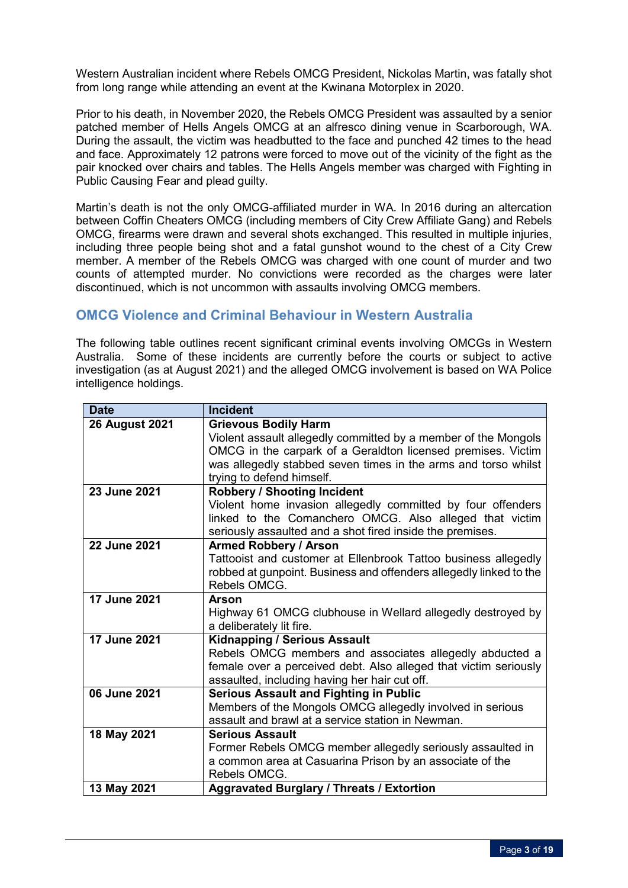Western Australian incident where Rebels OMCG President, Nickolas Martin, was fatally shot from long range while attending an event at the Kwinana Motorplex in 2020.

Prior to his death, in November 2020, the Rebels OMCG President was assaulted by a senior patched member of Hells Angels OMCG at an alfresco dining venue in Scarborough, WA. During the assault, the victim was headbutted to the face and punched 42 times to the head and face. Approximately 12 patrons were forced to move out of the vicinity of the fight as the pair knocked over chairs and tables. The Hells Angels member was charged with Fighting in Public Causing Fear and plead guilty.

Martin's death is not the only OMCG-affiliated murder in WA. In 2016 during an altercation between Coffin Cheaters OMCG (including members of City Crew Affiliate Gang) and Rebels OMCG, firearms were drawn and several shots exchanged. This resulted in multiple injuries, including three people being shot and a fatal gunshot wound to the chest of a City Crew member. A member of the Rebels OMCG was charged with one count of murder and two counts of attempted murder. No convictions were recorded as the charges were later discontinued, which is not uncommon with assaults involving OMCG members.

## OMCG Violence and Criminal Behaviour in Western Australia

The following table outlines recent significant criminal events involving OMCGs in Western Australia. Some of these incidents are currently before the courts or subject to active investigation (as at August 2021) and the alleged OMCG involvement is based on WA Police intelligence holdings.

| Date | Incident |
|---|---|
| **26 August 2021** | **Grievous Bodily Harm** Violent assault allegedly committed by a member of the Mongols OMCG in the carpark of a Geraldton licensed premises. Victim was allegedly stabbed seven times in the arms and torso whilst trying to defend himself. |
| **23 June 2021** | **Robbery / Shooting Incident** Violent home invasion allegedly committed by four offenders linked to the Comanchero OMCG. Also alleged that victim seriously assaulted and a shot fired inside the premises. |
| **22 June 2021** | **Armed Robbery / Arson** Tattooist and customer at Ellenbrook Tattoo business allegedly robbed at gunpoint. Business and offenders allegedly linked to the Rebels OMCG. |
| **17 June 2021** | **Arson** Highway 61 OMCG clubhouse in Wellard allegedly destroyed by a deliberately lit fire. |
| **17 June 2021** | **Kidnapping / Serious Assault** Rebels OMCG members and associates allegedly abducted a female over a perceived debt. Also alleged that victim seriously assaulted, including having her hair cut off. |
| **06 June 2021** | **Serious Assault and Fighting in Public** Members of the Mongols OMCG allegedly involved in serious assault and brawl at a service station in Newman. |
| **18 May 2021** | **Serious Assault** Former Rebels OMCG member allegedly seriously assaulted in a common area at Casuarina Prison by an associate of the Rebels OMCG. |
| **13 May 2021** | **Aggravated Burglary / Threats / Extortion** |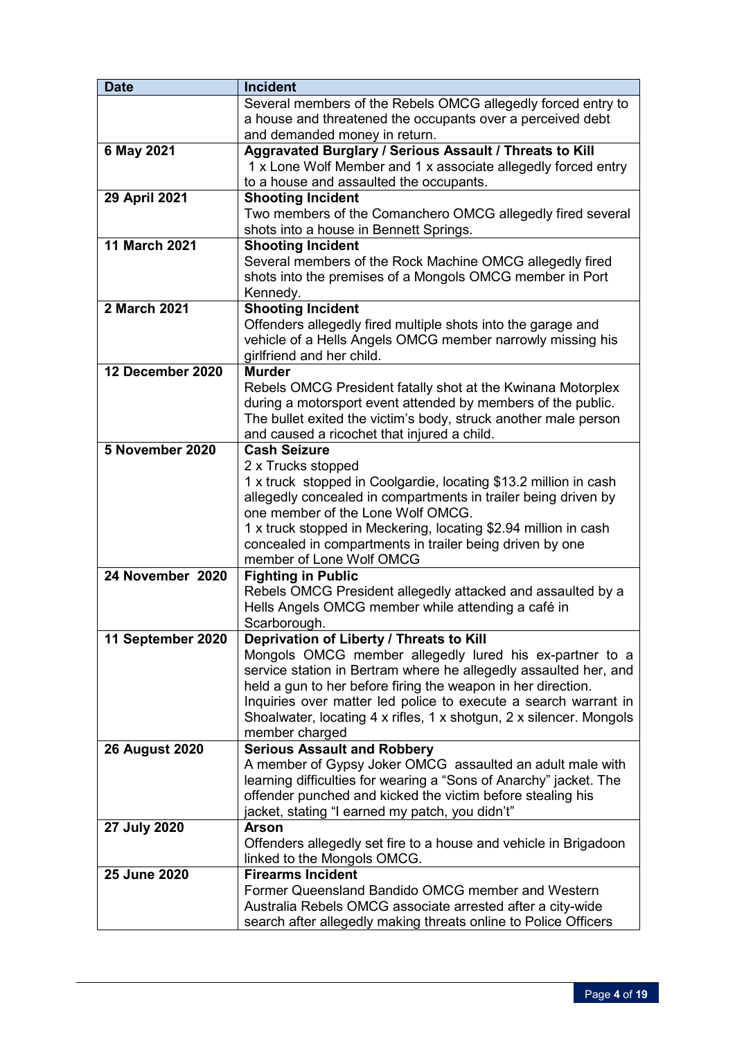| Date | Incident |
|---|---|
| | Several members of the Rebels OMCG allegedly forced entry to a house and threatened the occupants over a perceived debt and demanded money in return. |
| **6 May 2021** | **Aggravated Burglary / Serious Assault / Threats to Kill** 1 x Lone Wolf Member and 1 x associate allegedly forced entry to a house and assaulted the occupants. |
| **29 April 2021** | **Shooting Incident** Two members of the Comanchero OMCG allegedly fired several shots into a house in Bennett Springs. |
| **11 March 2021** | **Shooting Incident** Several members of the Rock Machine OMCG allegedly fired shots into the premises of a Mongols OMCG member in Port Kennedy. |
| **2 March 2021** | **Shooting Incident** Offenders allegedly fired multiple shots into the garage and vehicle of a Hells Angels OMCG member narrowly missing his girlfriend and her child. |
| **12 December 2020** | **Murder** Rebels OMCG President fatally shot at the Kwinana Motorplex during a motorsport event attended by members of the public. The bullet exited the victim's body, struck another male person and caused a ricochet that injured a child. |
| **5 November 2020** | **Cash Seizure** 2 x Trucks stopped 1 x truck stopped in Coolgardie, locating $13.2 million in cash allegedly concealed in compartments in trailer being driven by one member of the Lone Wolf OMCG. 1 x truck stopped in Meckering, locating $2.94 million in cash concealed in compartments in trailer being driven by one member of Lone Wolf OMCG |
| **24 November 2020** | **Fighting in Public** Rebels OMCG President allegedly attacked and assaulted by a Hells Angels OMCG member while attending a café in Scarborough. |
| **11 September 2020** | **Deprivation of Liberty / Threats to Kill** Mongols OMCG member allegedly lured his ex-partner to a service station in Bertram where he allegedly assaulted her, and held a gun to her before firing the weapon in her direction. Inquiries over matter led police to execute a search warrant in Shoalwater, locating 4 x rifles, 1 x shotgun, 2 x silencer. Mongols member charged |
| **26 August 2020** | **Serious Assault and Robbery** A member of Gypsy Joker OMCG assaulted an adult male with learning difficulties for wearing a "Sons of Anarchy" jacket. The offender punched and kicked the victim before stealing his jacket, stating "I earned my patch, you didn't" |
| **27 July 2020** | **Arson** Offenders allegedly set fire to a house and vehicle in Brigadoon linked to the Mongols OMCG. |
| **25 June 2020** | **Firearms Incident** Former Queensland Bandido OMCG member and Western Australia Rebels OMCG associate arrested after a city-wide search after allegedly making threats online to Police Officers |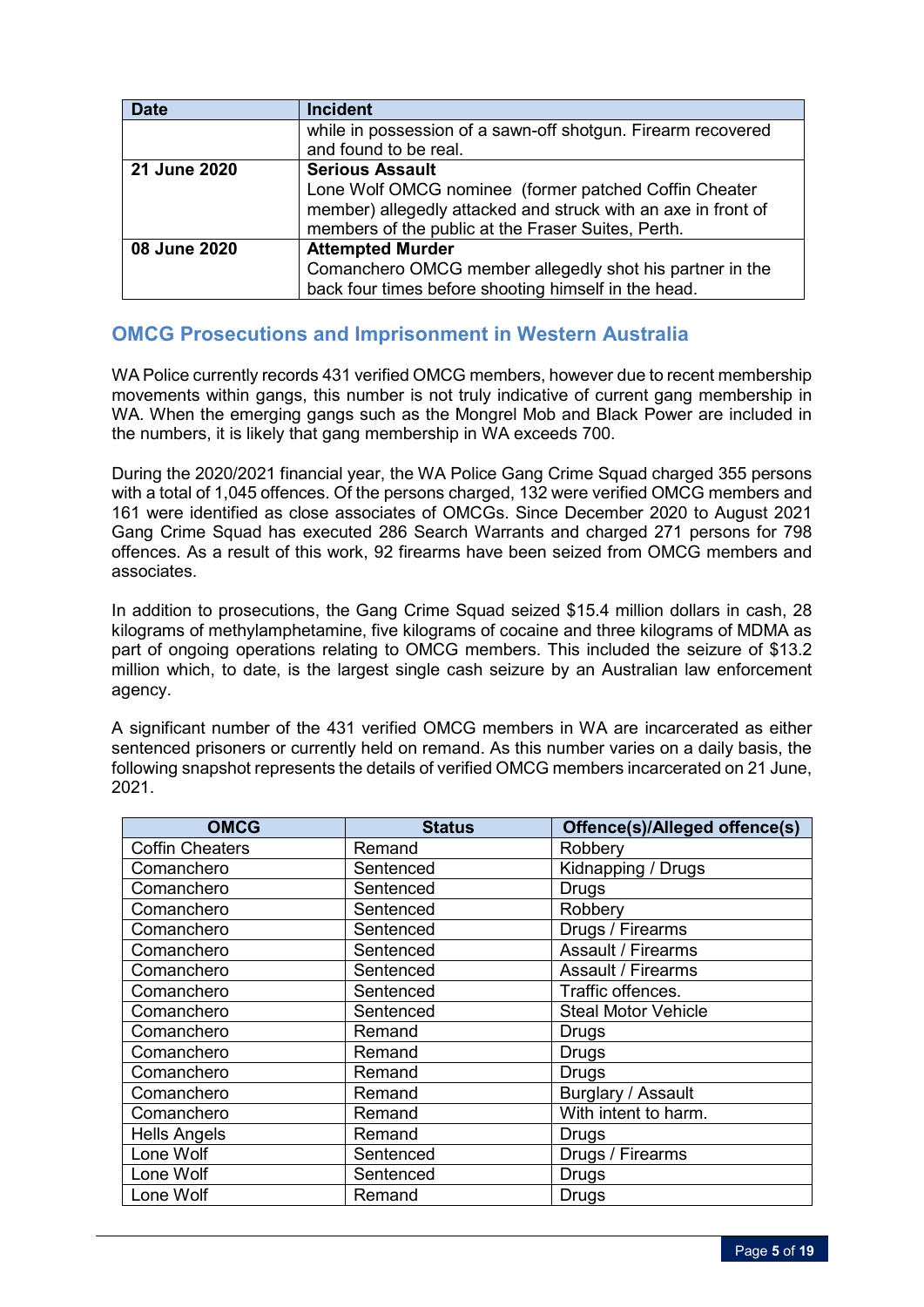| Date | Incident |
|---|---|
| | while in possession of a sawn-off shotgun. Firearm recovered and found to be real. |
| **21 June 2020** | **Serious Assault**<br>Lone Wolf OMCG nominee (former patched Coffin Cheater member) allegedly attacked and struck with an axe in front of members of the public at the Fraser Suites, Perth. |
| **08 June 2020** | **Attempted Murder**<br>Comanchero OMCG member allegedly shot his partner in the back four times before shooting himself in the head. |

## OMCG Prosecutions and Imprisonment in Western Australia

WA Police currently records 431 verified OMCG members, however due to recent membership movements within gangs, this number is not truly indicative of current gang membership in WA. When the emerging gangs such as the Mongrel Mob and Black Power are included in the numbers, it is likely that gang membership in WA exceeds 700.

During the 2020/2021 financial year, the WA Police Gang Crime Squad charged 355 persons with a total of 1,045 offences. Of the persons charged, 132 were verified OMCG members and 161 were identified as close associates of OMCGs. Since December 2020 to August 2021 Gang Crime Squad has executed 286 Search Warrants and charged 271 persons for 798 offences. As a result of this work, 92 firearms have been seized from OMCG members and associates.

In addition to prosecutions, the Gang Crime Squad seized $15.4 million dollars in cash, 28 kilograms of methylamphetamine, five kilograms of cocaine and three kilograms of MDMA as part of ongoing operations relating to OMCG members. This included the seizure of $13.2 million which, to date, is the largest single cash seizure by an Australian law enforcement agency.

A significant number of the 431 verified OMCG members in WA are incarcerated as either sentenced prisoners or currently held on remand. As this number varies on a daily basis, the following snapshot represents the details of verified OMCG members incarcerated on 21 June, 2021.

| OMCG | Status | Offence(s)/Alleged offence(s) |
|---|---|---|
| Coffin Cheaters | Remand | Robbery |
| Comanchero | Sentenced | Kidnapping / Drugs |
| Comanchero | Sentenced | Drugs |
| Comanchero | Sentenced | Robbery |
| Comanchero | Sentenced | Drugs / Firearms |
| Comanchero | Sentenced | Assault / Firearms |
| Comanchero | Sentenced | Assault / Firearms |
| Comanchero | Sentenced | Traffic offences. |
| Comanchero | Sentenced | Steal Motor Vehicle |
| Comanchero | Remand | Drugs |
| Comanchero | Remand | Drugs |
| Comanchero | Remand | Drugs |
| Comanchero | Remand | Burglary / Assault |
| Comanchero | Remand | With intent to harm. |
| Hells Angels | Remand | Drugs |
| Lone Wolf | Sentenced | Drugs / Firearms |
| Lone Wolf | Sentenced | Drugs |
| Lone Wolf | Remand | Drugs |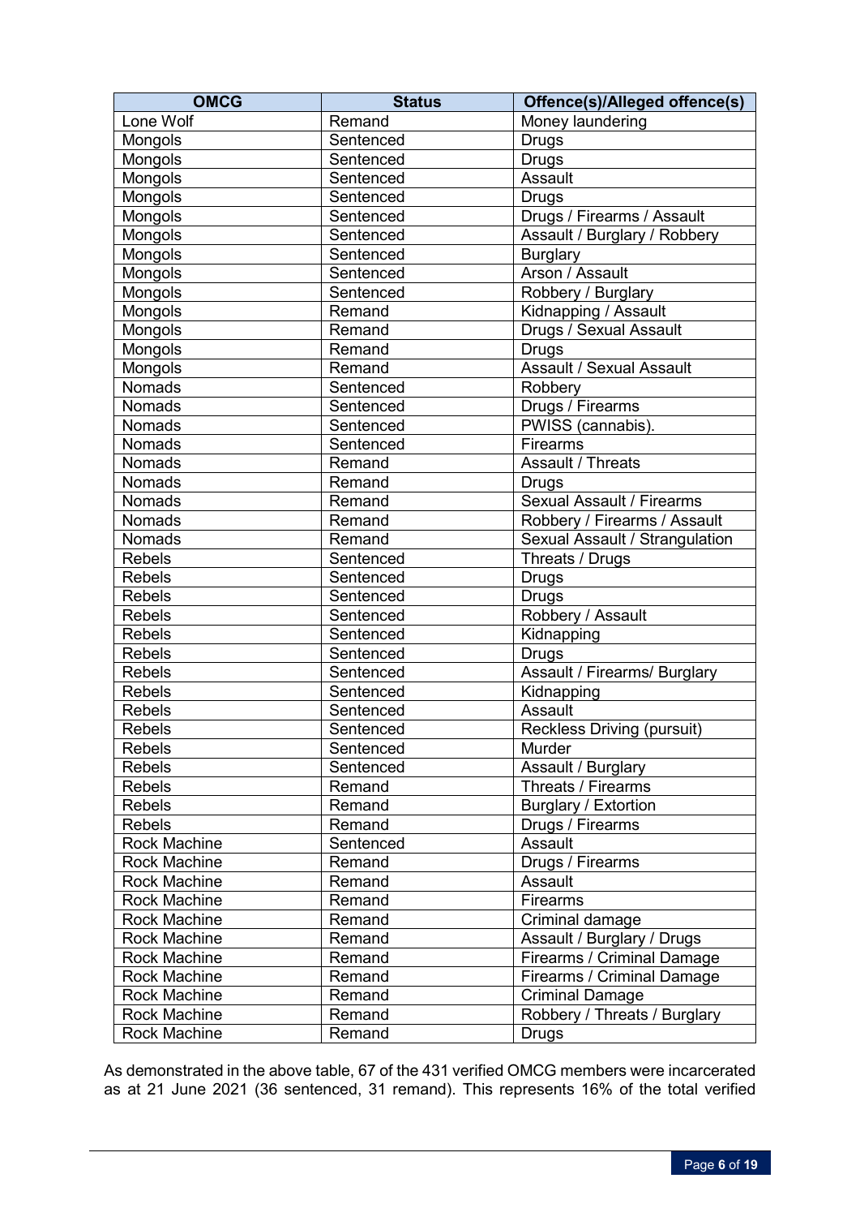| OMCG | Status | Offence(s)/Alleged offence(s) |
|---|---|---|
| Lone Wolf | Remand | Money laundering |
| Mongols | Sentenced | Drugs |
| Mongols | Sentenced | Drugs |
| Mongols | Sentenced | Assault |
| Mongols | Sentenced | Drugs |
| Mongols | Sentenced | Drugs / Firearms / Assault |
| Mongols | Sentenced | Assault / Burglary / Robbery |
| Mongols | Sentenced | Burglary |
| Mongols | Sentenced | Arson / Assault |
| Mongols | Sentenced | Robbery / Burglary |
| Mongols | Remand | Kidnapping / Assault |
| Mongols | Remand | Drugs / Sexual Assault |
| Mongols | Remand | Drugs |
| Mongols | Remand | Assault / Sexual Assault |
| Nomads | Sentenced | Robbery |
| Nomads | Sentenced | Drugs / Firearms |
| Nomads | Sentenced | PWISS (cannabis). |
| Nomads | Sentenced | Firearms |
| Nomads | Remand | Assault / Threats |
| Nomads | Remand | Drugs |
| Nomads | Remand | Sexual Assault / Firearms |
| Nomads | Remand | Robbery / Firearms / Assault |
| Nomads | Remand | Sexual Assault / Strangulation |
| Rebels | Sentenced | Threats / Drugs |
| Rebels | Sentenced | Drugs |
| Rebels | Sentenced | Drugs |
| Rebels | Sentenced | Robbery / Assault |
| Rebels | Sentenced | Kidnapping |
| Rebels | Sentenced | Drugs |
| Rebels | Sentenced | Assault / Firearms/ Burglary |
| Rebels | Sentenced | Kidnapping |
| Rebels | Sentenced | Assault |
| Rebels | Sentenced | Reckless Driving (pursuit) |
| Rebels | Sentenced | Murder |
| Rebels | Sentenced | Assault / Burglary |
| Rebels | Remand | Threats / Firearms |
| Rebels | Remand | Burglary / Extortion |
| Rebels | Remand | Drugs / Firearms |
| Rock Machine | Sentenced | Assault |
| Rock Machine | Remand | Drugs / Firearms |
| Rock Machine | Remand | Assault |
| Rock Machine | Remand | Firearms |
| Rock Machine | Remand | Criminal damage |
| Rock Machine | Remand | Assault / Burglary / Drugs |
| Rock Machine | Remand | Firearms / Criminal Damage |
| Rock Machine | Remand | Firearms / Criminal Damage |
| Rock Machine | Remand | Criminal Damage |
| Rock Machine | Remand | Robbery / Threats / Burglary |
| Rock Machine | Remand | Drugs |

As demonstrated in the above table, 67 of the 431 verified OMCG members were incarcerated as at 21 June 2021 (36 sentenced, 31 remand). This represents 16% of the total verified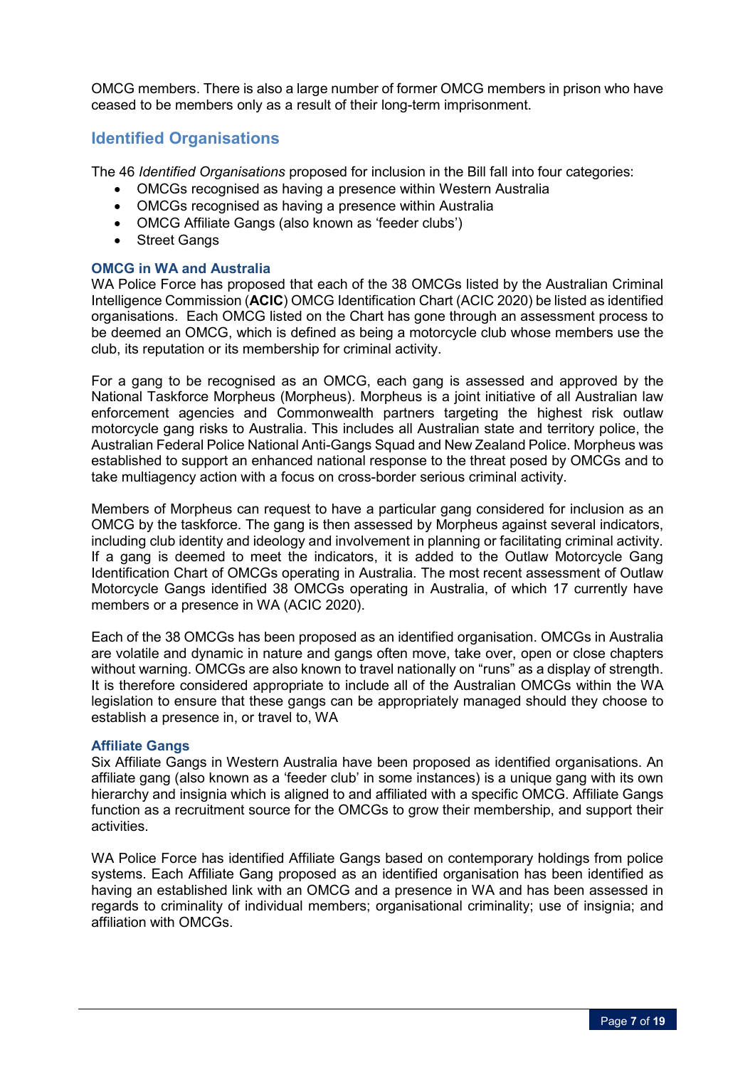OMCG members. There is also a large number of former OMCG members in prison who have ceased to be members only as a result of their long-term imprisonment.

## Identified Organisations

The 46 *Identified Organisations* proposed for inclusion in the Bill fall into four categories:

- OMCGs recognised as having a presence within Western Australia
- OMCGs recognised as having a presence within Australia
- OMCG Affiliate Gangs (also known as 'feeder clubs')
- Street Gangs

### OMCG in WA and Australia

WA Police Force has proposed that each of the 38 OMCGs listed by the Australian Criminal Intelligence Commission (**ACIC**) OMCG Identification Chart (ACIC 2020) be listed as identified organisations. Each OMCG listed on the Chart has gone through an assessment process to be deemed an OMCG, which is defined as being a motorcycle club whose members use the club, its reputation or its membership for criminal activity.

For a gang to be recognised as an OMCG, each gang is assessed and approved by the National Taskforce Morpheus (Morpheus). Morpheus is a joint initiative of all Australian law enforcement agencies and Commonwealth partners targeting the highest risk outlaw motorcycle gang risks to Australia. This includes all Australian state and territory police, the Australian Federal Police National Anti-Gangs Squad and New Zealand Police. Morpheus was established to support an enhanced national response to the threat posed by OMCGs and to take multiagency action with a focus on cross-border serious criminal activity.

Members of Morpheus can request to have a particular gang considered for inclusion as an OMCG by the taskforce. The gang is then assessed by Morpheus against several indicators, including club identity and ideology and involvement in planning or facilitating criminal activity. If a gang is deemed to meet the indicators, it is added to the Outlaw Motorcycle Gang Identification Chart of OMCGs operating in Australia. The most recent assessment of Outlaw Motorcycle Gangs identified 38 OMCGs operating in Australia, of which 17 currently have members or a presence in WA (ACIC 2020).

Each of the 38 OMCGs has been proposed as an identified organisation. OMCGs in Australia are volatile and dynamic in nature and gangs often move, take over, open or close chapters without warning. OMCGs are also known to travel nationally on "runs" as a display of strength. It is therefore considered appropriate to include all of the Australian OMCGs within the WA legislation to ensure that these gangs can be appropriately managed should they choose to establish a presence in, or travel to, WA

### Affiliate Gangs

Six Affiliate Gangs in Western Australia have been proposed as identified organisations. An affiliate gang (also known as a 'feeder club' in some instances) is a unique gang with its own hierarchy and insignia which is aligned to and affiliated with a specific OMCG. Affiliate Gangs function as a recruitment source for the OMCGs to grow their membership, and support their activities.

WA Police Force has identified Affiliate Gangs based on contemporary holdings from police systems. Each Affiliate Gang proposed as an identified organisation has been identified as having an established link with an OMCG and a presence in WA and has been assessed in regards to criminality of individual members; organisational criminality; use of insignia; and affiliation with OMCGs.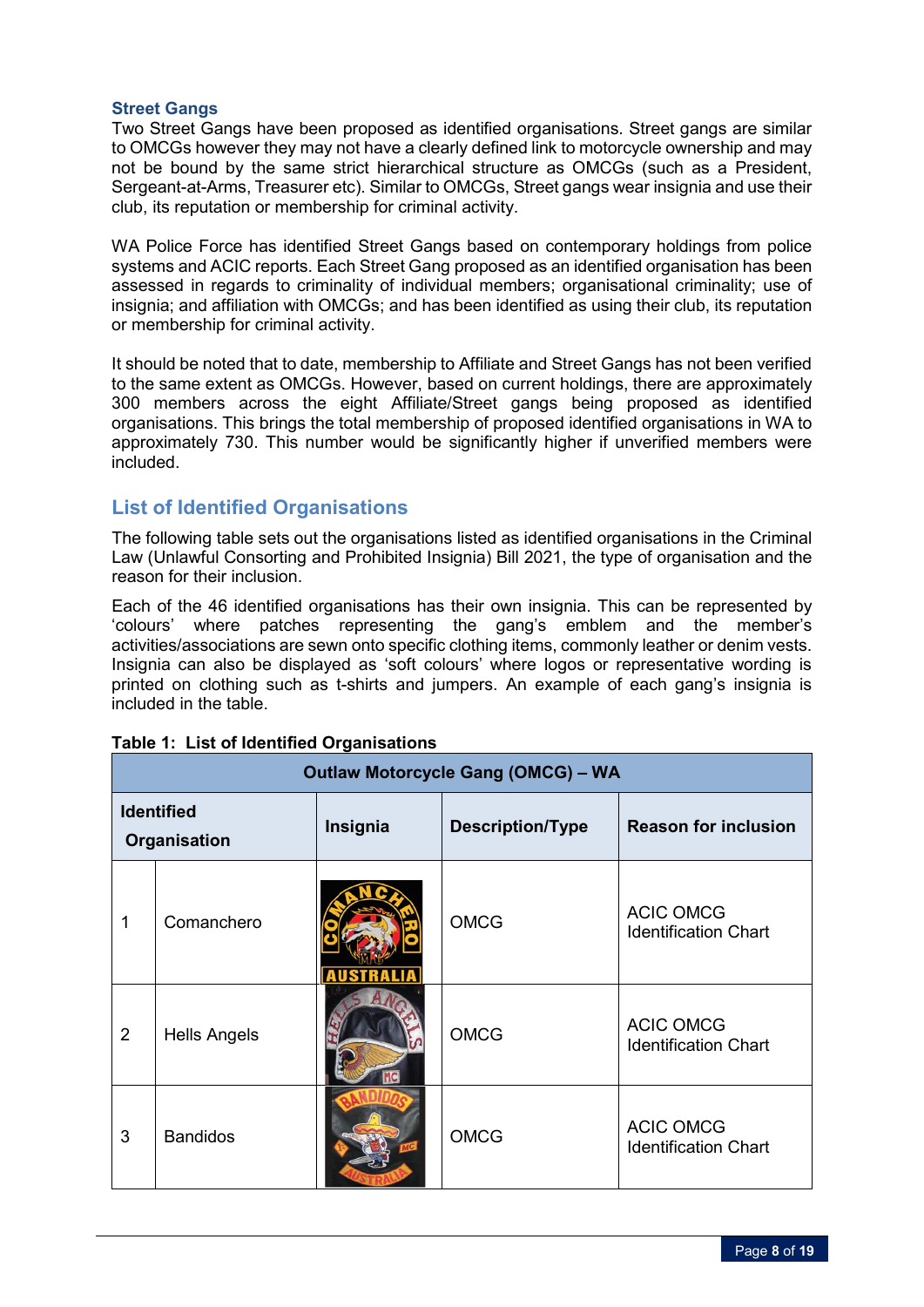### Street Gangs

Two Street Gangs have been proposed as identified organisations. Street gangs are similar to OMCGs however they may not have a clearly defined link to motorcycle ownership and may not be bound by the same strict hierarchical structure as OMCGs (such as a President, Sergeant-at-Arms, Treasurer etc). Similar to OMCGs, Street gangs wear insignia and use their club, its reputation or membership for criminal activity.

WA Police Force has identified Street Gangs based on contemporary holdings from police systems and ACIC reports. Each Street Gang proposed as an identified organisation has been assessed in regards to criminality of individual members; organisational criminality; use of insignia; and affiliation with OMCGs; and has been identified as using their club, its reputation or membership for criminal activity.

It should be noted that to date, membership to Affiliate and Street Gangs has not been verified to the same extent as OMCGs. However, based on current holdings, there are approximately 300 members across the eight Affiliate/Street gangs being proposed as identified organisations. This brings the total membership of proposed identified organisations in WA to approximately 730. This number would be significantly higher if unverified members were included.

## List of Identified Organisations

The following table sets out the organisations listed as identified organisations in the Criminal Law (Unlawful Consorting and Prohibited Insignia) Bill 2021, the type of organisation and the reason for their inclusion.

Each of the 46 identified organisations has their own insignia. This can be represented by 'colours' where patches representing the gang's emblem and the member's activities/associations are sewn onto specific clothing items, commonly leather or denim vests. Insignia can also be displayed as 'soft colours' where logos or representative wording is printed on clothing such as t-shirts and jumpers. An example of each gang's insignia is included in the table.

**Table 1: List of Identified Organisations**

| Outlaw Motorcycle Gang (OMCG) – WA | | | | |
|---|---|---|---|---|
| **Identified Organisation** | | **Insignia** | **Description/Type** | **Reason for inclusion** |
| 1 | Comanchero | | OMCG | ACIC OMCG Identification Chart |
| 2 | Hells Angels | | OMCG | ACIC OMCG Identification Chart |
| 3 | Bandidos | | OMCG | ACIC OMCG Identification Chart |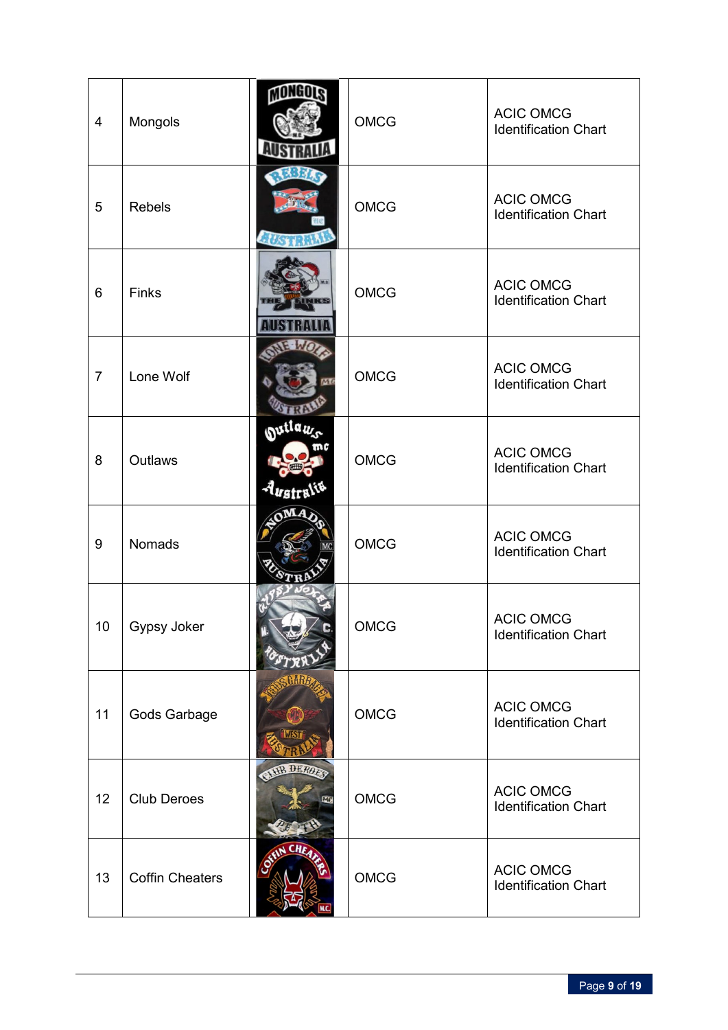| 4 | Mongols | | OMCG | ACIC OMCG Identification Chart |
|---|---|---|---|---|
| 5 | Rebels | | OMCG | ACIC OMCG Identification Chart |
| 6 | Finks | | OMCG | ACIC OMCG Identification Chart |
| 7 | Lone Wolf | | OMCG | ACIC OMCG Identification Chart |
| 8 | Outlaws | | OMCG | ACIC OMCG Identification Chart |
| 9 | Nomads | | OMCG | ACIC OMCG Identification Chart |
| 10 | Gypsy Joker | | OMCG | ACIC OMCG Identification Chart |
| 11 | Gods Garbage | | OMCG | ACIC OMCG Identification Chart |
| 12 | Club Deroes | | OMCG | ACIC OMCG Identification Chart |
| 13 | Coffin Cheaters | | OMCG | ACIC OMCG Identification Chart |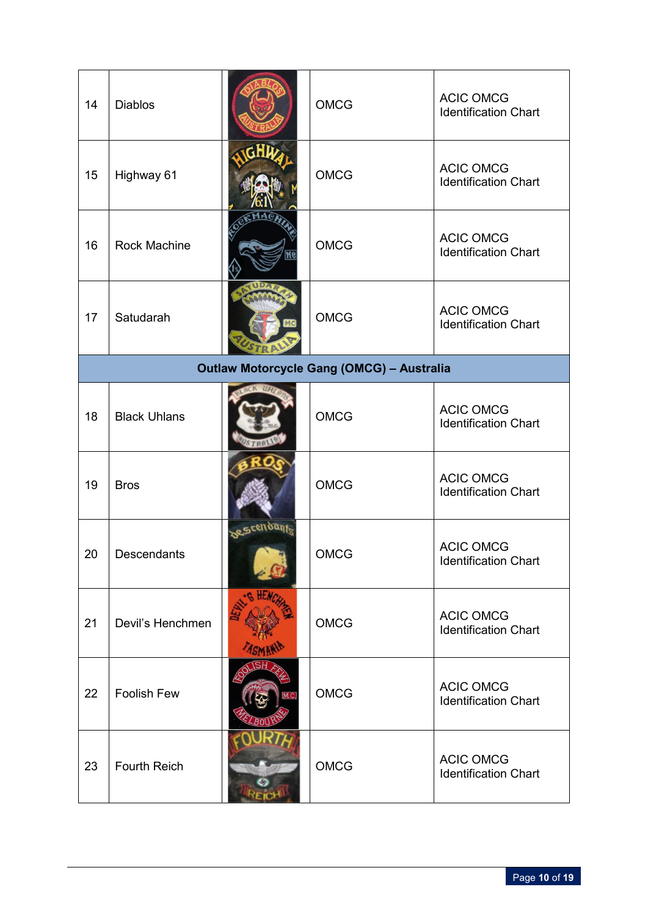| | | | | |
|---|---|---|---|---|
| 14 | Diablos | | OMCG | ACIC OMCG Identification Chart |
| 15 | Highway 61 | | OMCG | ACIC OMCG Identification Chart |
| 16 | Rock Machine | | OMCG | ACIC OMCG Identification Chart |
| 17 | Satudarah | | OMCG | ACIC OMCG Identification Chart |
| **Outlaw Motorcycle Gang (OMCG) – Australia** | | | | |
| 18 | Black Uhlans | | OMCG | ACIC OMCG Identification Chart |
| 19 | Bros | | OMCG | ACIC OMCG Identification Chart |
| 20 | Descendants | | OMCG | ACIC OMCG Identification Chart |
| 21 | Devil's Henchmen | | OMCG | ACIC OMCG Identification Chart |
| 22 | Foolish Few | | OMCG | ACIC OMCG Identification Chart |
| 23 | Fourth Reich | | OMCG | ACIC OMCG Identification Chart |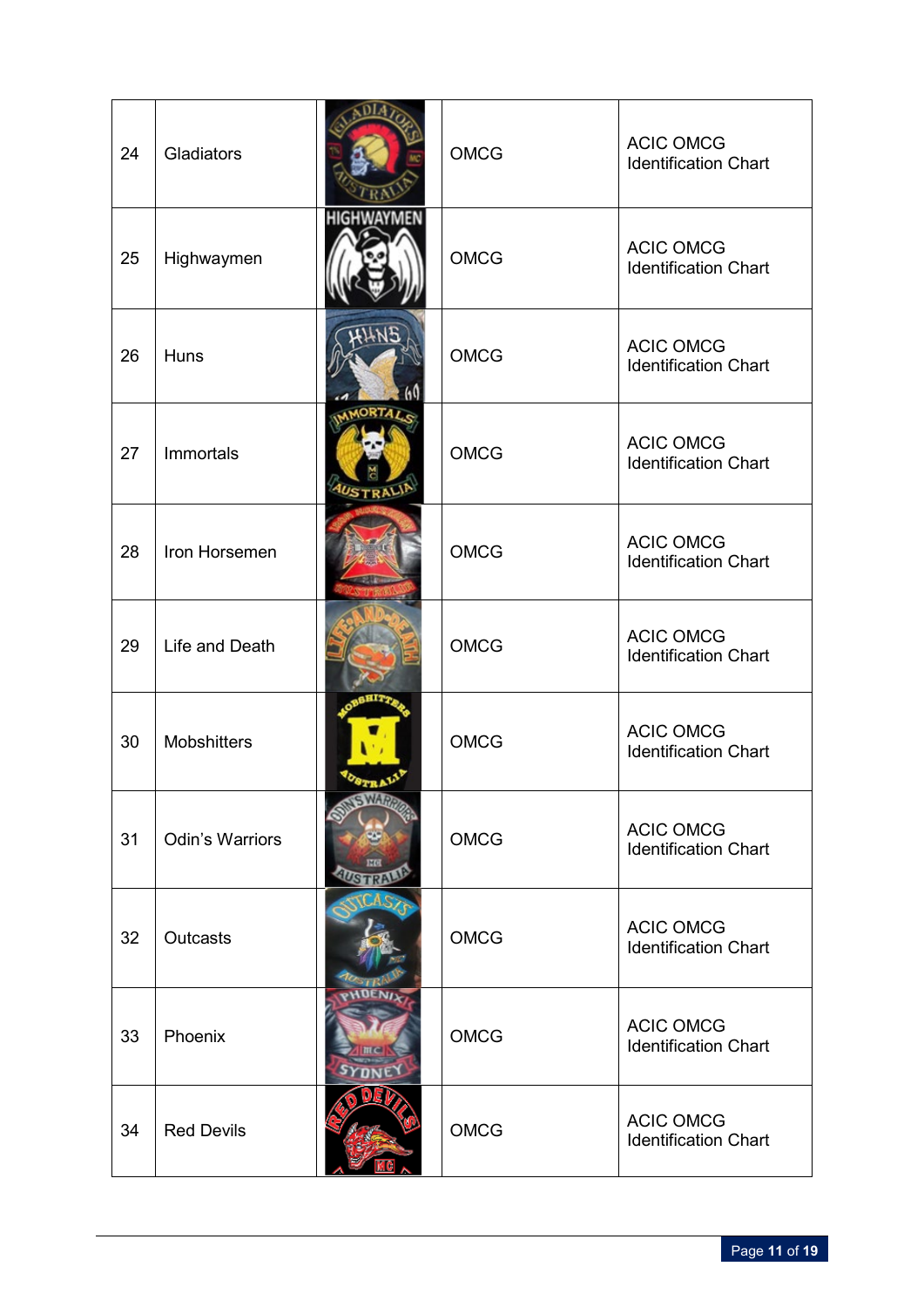| 24 | Gladiators | | OMCG | ACIC OMCG Identification Chart |
|---|---|---|---|---|
| 25 | Highwaymen | | OMCG | ACIC OMCG Identification Chart |
| 26 | Huns | | OMCG | ACIC OMCG Identification Chart |
| 27 | Immortals | | OMCG | ACIC OMCG Identification Chart |
| 28 | Iron Horsemen | | OMCG | ACIC OMCG Identification Chart |
| 29 | Life and Death | | OMCG | ACIC OMCG Identification Chart |
| 30 | Mobshitters | | OMCG | ACIC OMCG Identification Chart |
| 31 | Odin's Warriors | | OMCG | ACIC OMCG Identification Chart |
| 32 | Outcasts | | OMCG | ACIC OMCG Identification Chart |
| 33 | Phoenix | | OMCG | ACIC OMCG Identification Chart |
| 34 | Red Devils | | OMCG | ACIC OMCG Identification Chart |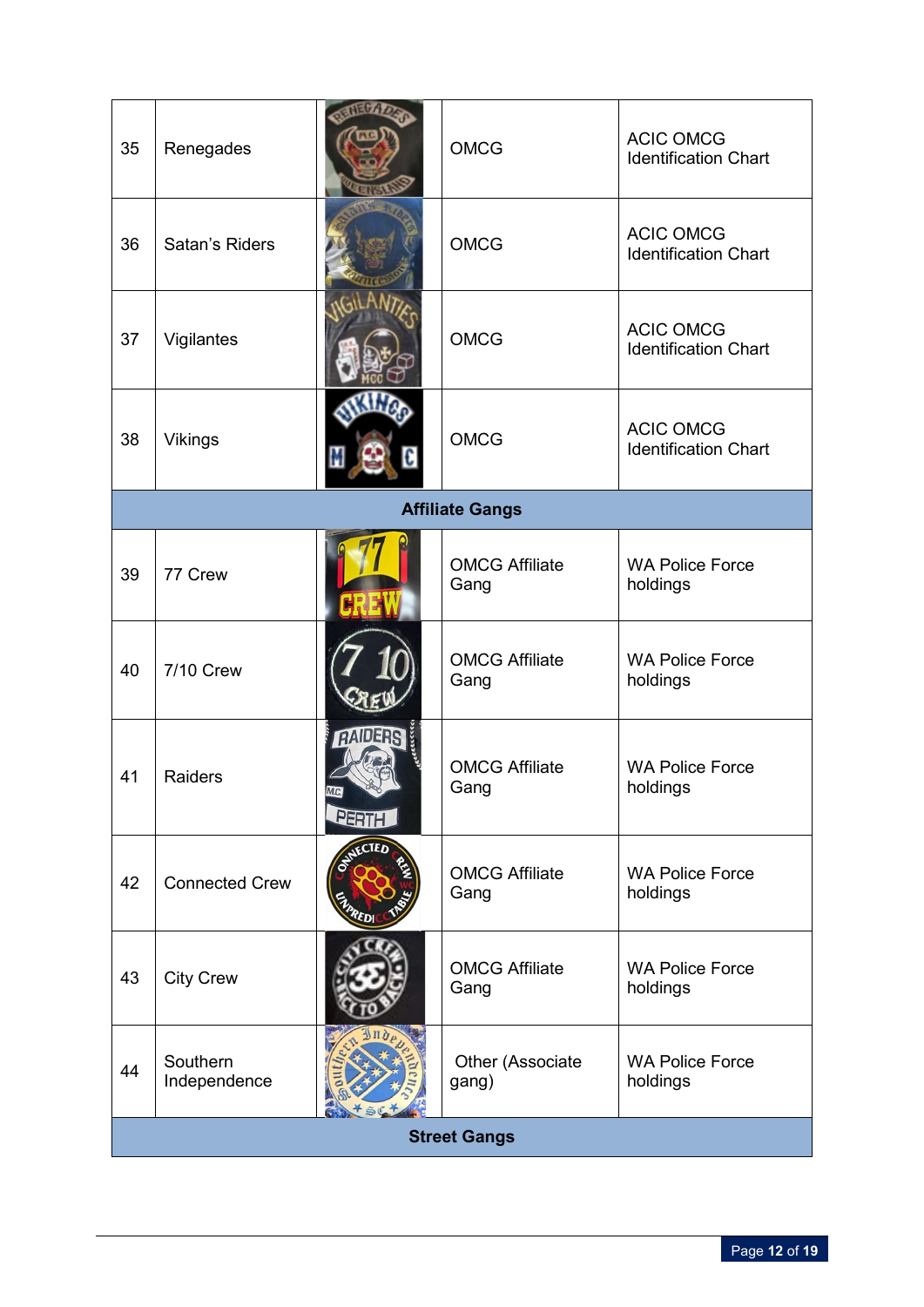| | | | | |
|---|---|---|---|---|
| 35 | Renegades | | OMCG | ACIC OMCG Identification Chart |
| 36 | Satan's Riders | | OMCG | ACIC OMCG Identification Chart |
| 37 | Vigilantes | | OMCG | ACIC OMCG Identification Chart |
| 38 | Vikings | | OMCG | ACIC OMCG Identification Chart |
| **Affiliate Gangs** | | | | |
| 39 | 77 Crew | | OMCG Affiliate Gang | WA Police Force holdings |
| 40 | 7/10 Crew | | OMCG Affiliate Gang | WA Police Force holdings |
| 41 | Raiders | | OMCG Affiliate Gang | WA Police Force holdings |
| 42 | Connected Crew | | OMCG Affiliate Gang | WA Police Force holdings |
| 43 | City Crew | | OMCG Affiliate Gang | WA Police Force holdings |
| 44 | Southern Independence | | Other (Associate gang) | WA Police Force holdings |
| **Street Gangs** | | | | |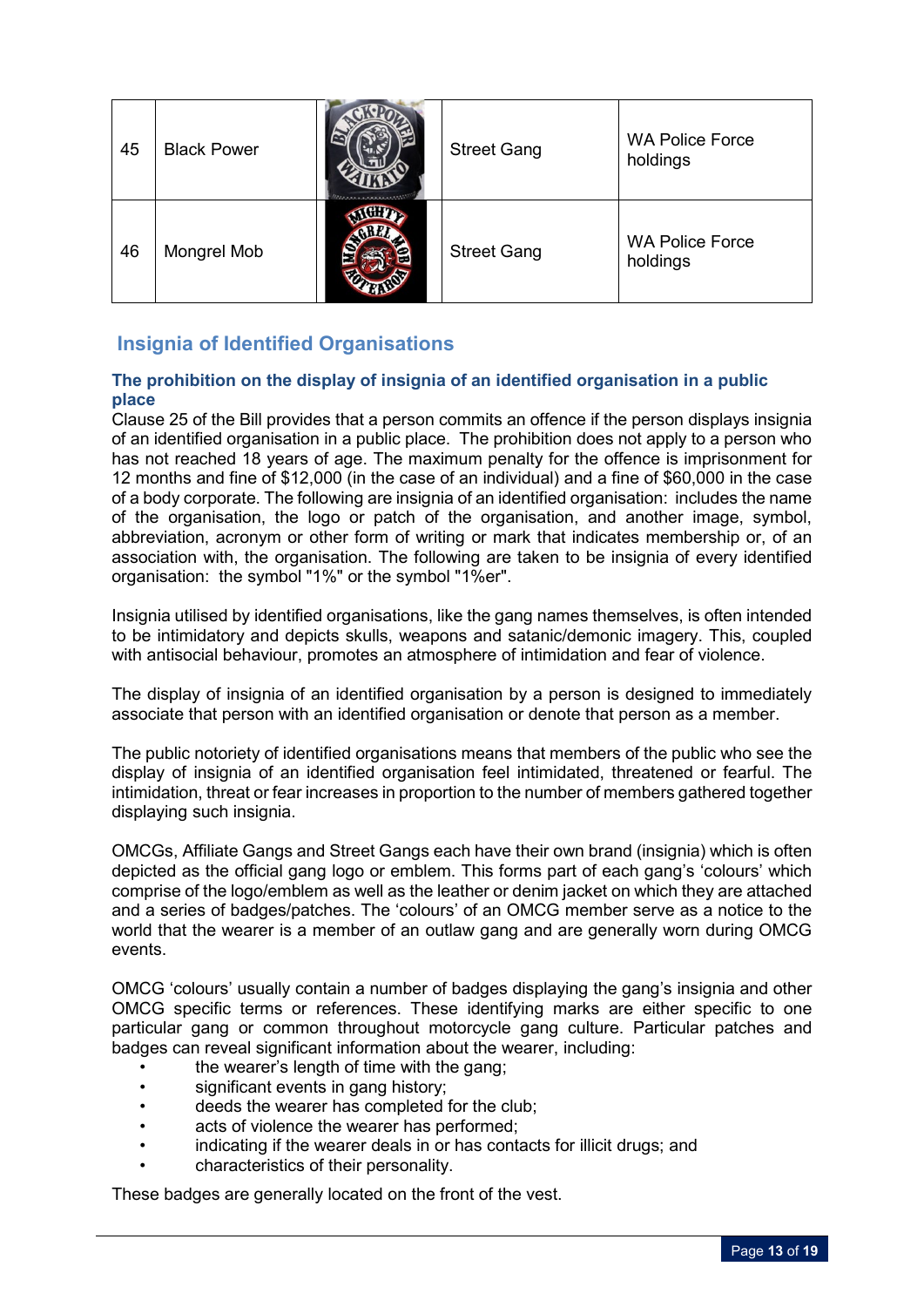| 45 | Black Power | | Street Gang | WA Police Force holdings |
|---|---|---|---|---|
| 46 | Mongrel Mob | | Street Gang | WA Police Force holdings |

## Insignia of Identified Organisations

### The prohibition on the display of insignia of an identified organisation in a public place

Clause 25 of the Bill provides that a person commits an offence if the person displays insignia of an identified organisation in a public place. The prohibition does not apply to a person who has not reached 18 years of age. The maximum penalty for the offence is imprisonment for 12 months and fine of $12,000 (in the case of an individual) and a fine of $60,000 in the case of a body corporate. The following are insignia of an identified organisation: includes the name of the organisation, the logo or patch of the organisation, and another image, symbol, abbreviation, acronym or other form of writing or mark that indicates membership or, of an association with, the organisation. The following are taken to be insignia of every identified organisation: the symbol "1%" or the symbol "1%er".

Insignia utilised by identified organisations, like the gang names themselves, is often intended to be intimidatory and depicts skulls, weapons and satanic/demonic imagery. This, coupled with antisocial behaviour, promotes an atmosphere of intimidation and fear of violence.

The display of insignia of an identified organisation by a person is designed to immediately associate that person with an identified organisation or denote that person as a member.

The public notoriety of identified organisations means that members of the public who see the display of insignia of an identified organisation feel intimidated, threatened or fearful. The intimidation, threat or fear increases in proportion to the number of members gathered together displaying such insignia.

OMCGs, Affiliate Gangs and Street Gangs each have their own brand (insignia) which is often depicted as the official gang logo or emblem. This forms part of each gang's 'colours' which comprise of the logo/emblem as well as the leather or denim jacket on which they are attached and a series of badges/patches. The 'colours' of an OMCG member serve as a notice to the world that the wearer is a member of an outlaw gang and are generally worn during OMCG events.

OMCG 'colours' usually contain a number of badges displaying the gang's insignia and other OMCG specific terms or references. These identifying marks are either specific to one particular gang or common throughout motorcycle gang culture. Particular patches and badges can reveal significant information about the wearer, including:

- the wearer's length of time with the gang;
- significant events in gang history;
- deeds the wearer has completed for the club;
- acts of violence the wearer has performed;
- indicating if the wearer deals in or has contacts for illicit drugs; and
- characteristics of their personality.

These badges are generally located on the front of the vest.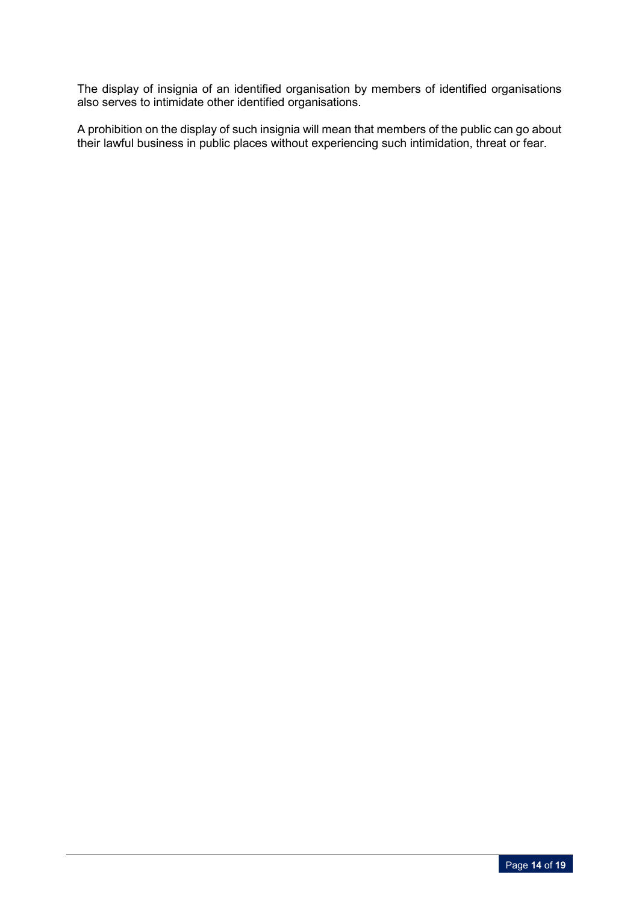The display of insignia of an identified organisation by members of identified organisations also serves to intimidate other identified organisations.

A prohibition on the display of such insignia will mean that members of the public can go about their lawful business in public places without experiencing such intimidation, threat or fear.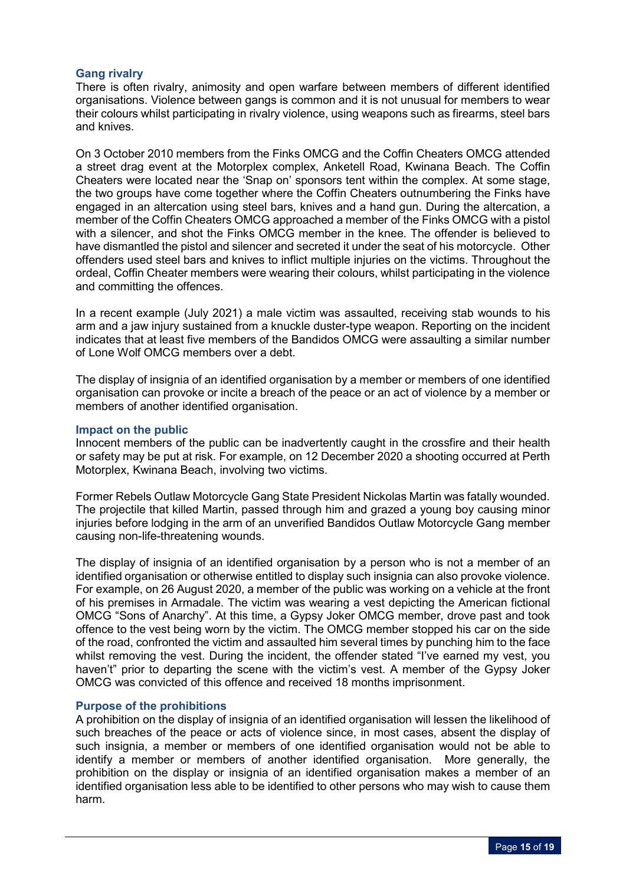### Gang rivalry

There is often rivalry, animosity and open warfare between members of different identified organisations. Violence between gangs is common and it is not unusual for members to wear their colours whilst participating in rivalry violence, using weapons such as firearms, steel bars and knives.

On 3 October 2010 members from the Finks OMCG and the Coffin Cheaters OMCG attended a street drag event at the Motorplex complex, Anketell Road, Kwinana Beach. The Coffin Cheaters were located near the 'Snap on' sponsors tent within the complex. At some stage, the two groups have come together where the Coffin Cheaters outnumbering the Finks have engaged in an altercation using steel bars, knives and a hand gun. During the altercation, a member of the Coffin Cheaters OMCG approached a member of the Finks OMCG with a pistol with a silencer, and shot the Finks OMCG member in the knee. The offender is believed to have dismantled the pistol and silencer and secreted it under the seat of his motorcycle. Other offenders used steel bars and knives to inflict multiple injuries on the victims. Throughout the ordeal, Coffin Cheater members were wearing their colours, whilst participating in the violence and committing the offences.

In a recent example (July 2021) a male victim was assaulted, receiving stab wounds to his arm and a jaw injury sustained from a knuckle duster-type weapon. Reporting on the incident indicates that at least five members of the Bandidos OMCG were assaulting a similar number of Lone Wolf OMCG members over a debt.

The display of insignia of an identified organisation by a member or members of one identified organisation can provoke or incite a breach of the peace or an act of violence by a member or members of another identified organisation.

### Impact on the public

Innocent members of the public can be inadvertently caught in the crossfire and their health or safety may be put at risk. For example, on 12 December 2020 a shooting occurred at Perth Motorplex, Kwinana Beach, involving two victims.

Former Rebels Outlaw Motorcycle Gang State President Nickolas Martin was fatally wounded. The projectile that killed Martin, passed through him and grazed a young boy causing minor injuries before lodging in the arm of an unverified Bandidos Outlaw Motorcycle Gang member causing non-life-threatening wounds.

The display of insignia of an identified organisation by a person who is not a member of an identified organisation or otherwise entitled to display such insignia can also provoke violence. For example, on 26 August 2020, a member of the public was working on a vehicle at the front of his premises in Armadale. The victim was wearing a vest depicting the American fictional OMCG "Sons of Anarchy". At this time, a Gypsy Joker OMCG member, drove past and took offence to the vest being worn by the victim. The OMCG member stopped his car on the side of the road, confronted the victim and assaulted him several times by punching him to the face whilst removing the vest. During the incident, the offender stated "I've earned my vest, you haven't" prior to departing the scene with the victim's vest. A member of the Gypsy Joker OMCG was convicted of this offence and received 18 months imprisonment.

### Purpose of the prohibitions

A prohibition on the display of insignia of an identified organisation will lessen the likelihood of such breaches of the peace or acts of violence since, in most cases, absent the display of such insignia, a member or members of one identified organisation would not be able to identify a member or members of another identified organisation. More generally, the prohibition on the display or insignia of an identified organisation makes a member of an identified organisation less able to be identified to other persons who may wish to cause them harm.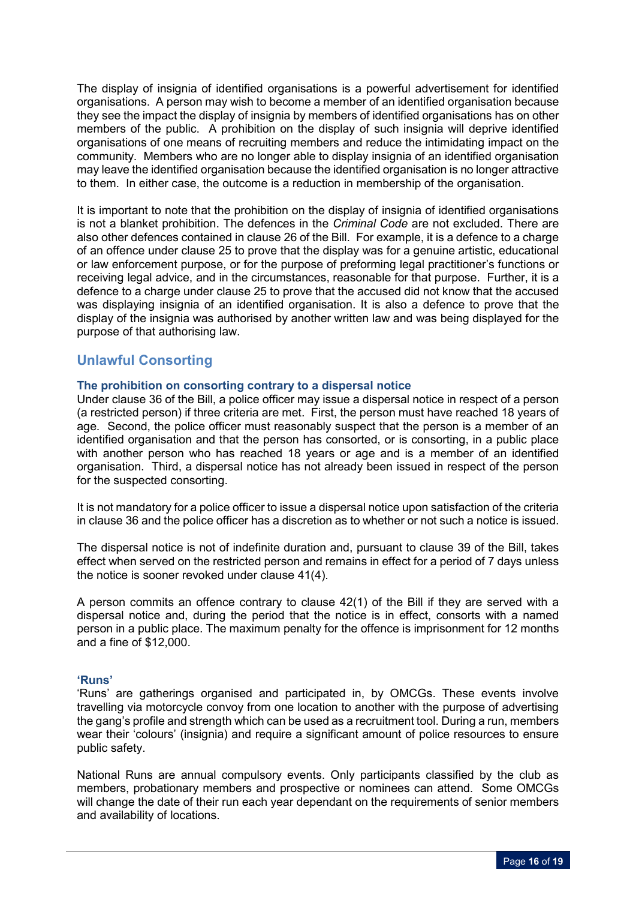The display of insignia of identified organisations is a powerful advertisement for identified organisations. A person may wish to become a member of an identified organisation because they see the impact the display of insignia by members of identified organisations has on other members of the public. A prohibition on the display of such insignia will deprive identified organisations of one means of recruiting members and reduce the intimidating impact on the community. Members who are no longer able to display insignia of an identified organisation may leave the identified organisation because the identified organisation is no longer attractive to them. In either case, the outcome is a reduction in membership of the organisation.

It is important to note that the prohibition on the display of insignia of identified organisations is not a blanket prohibition. The defences in the *Criminal Code* are not excluded. There are also other defences contained in clause 26 of the Bill. For example, it is a defence to a charge of an offence under clause 25 to prove that the display was for a genuine artistic, educational or law enforcement purpose, or for the purpose of preforming legal practitioner's functions or receiving legal advice, and in the circumstances, reasonable for that purpose. Further, it is a defence to a charge under clause 25 to prove that the accused did not know that the accused was displaying insignia of an identified organisation. It is also a defence to prove that the display of the insignia was authorised by another written law and was being displayed for the purpose of that authorising law.

## Unlawful Consorting

### The prohibition on consorting contrary to a dispersal notice

Under clause 36 of the Bill, a police officer may issue a dispersal notice in respect of a person (a restricted person) if three criteria are met. First, the person must have reached 18 years of age. Second, the police officer must reasonably suspect that the person is a member of an identified organisation and that the person has consorted, or is consorting, in a public place with another person who has reached 18 years or age and is a member of an identified organisation. Third, a dispersal notice has not already been issued in respect of the person for the suspected consorting.

It is not mandatory for a police officer to issue a dispersal notice upon satisfaction of the criteria in clause 36 and the police officer has a discretion as to whether or not such a notice is issued.

The dispersal notice is not of indefinite duration and, pursuant to clause 39 of the Bill, takes effect when served on the restricted person and remains in effect for a period of 7 days unless the notice is sooner revoked under clause 41(4).

A person commits an offence contrary to clause 42(1) of the Bill if they are served with a dispersal notice and, during the period that the notice is in effect, consorts with a named person in a public place. The maximum penalty for the offence is imprisonment for 12 months and a fine of $12,000.

### 'Runs'

'Runs' are gatherings organised and participated in, by OMCGs. These events involve travelling via motorcycle convoy from one location to another with the purpose of advertising the gang's profile and strength which can be used as a recruitment tool. During a run, members wear their 'colours' (insignia) and require a significant amount of police resources to ensure public safety.

National Runs are annual compulsory events. Only participants classified by the club as members, probationary members and prospective or nominees can attend. Some OMCGs will change the date of their run each year dependant on the requirements of senior members and availability of locations.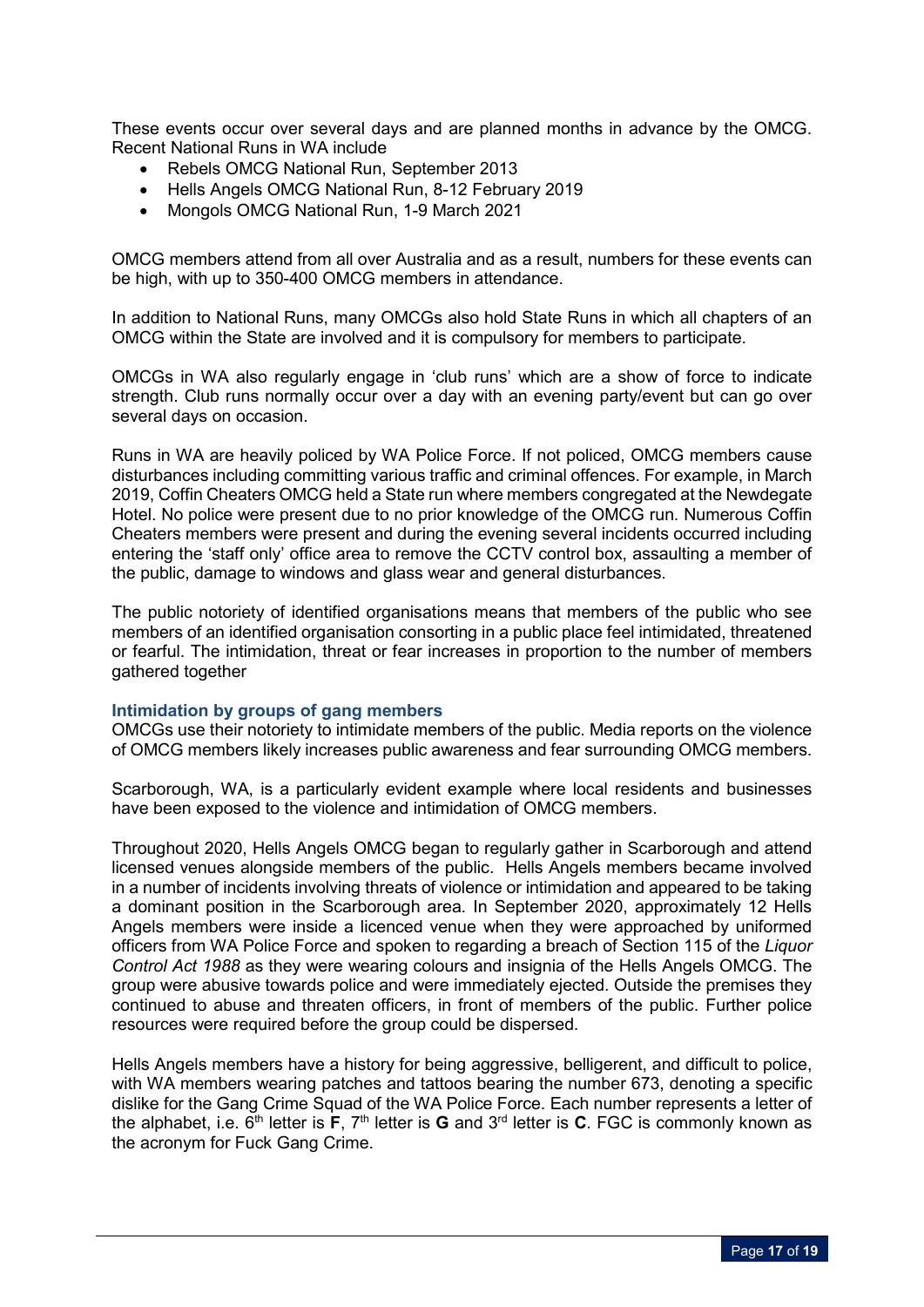These events occur over several days and are planned months in advance by the OMCG. Recent National Runs in WA include

- Rebels OMCG National Run, September 2013
- Hells Angels OMCG National Run, 8-12 February 2019
- Mongols OMCG National Run, 1-9 March 2021

OMCG members attend from all over Australia and as a result, numbers for these events can be high, with up to 350-400 OMCG members in attendance.

In addition to National Runs, many OMCGs also hold State Runs in which all chapters of an OMCG within the State are involved and it is compulsory for members to participate.

OMCGs in WA also regularly engage in 'club runs' which are a show of force to indicate strength. Club runs normally occur over a day with an evening party/event but can go over several days on occasion.

Runs in WA are heavily policed by WA Police Force. If not policed, OMCG members cause disturbances including committing various traffic and criminal offences. For example, in March 2019, Coffin Cheaters OMCG held a State run where members congregated at the Newdegate Hotel. No police were present due to no prior knowledge of the OMCG run. Numerous Coffin Cheaters members were present and during the evening several incidents occurred including entering the 'staff only' office area to remove the CCTV control box, assaulting a member of the public, damage to windows and glass wear and general disturbances.

The public notoriety of identified organisations means that members of the public who see members of an identified organisation consorting in a public place feel intimidated, threatened or fearful. The intimidation, threat or fear increases in proportion to the number of members gathered together

### Intimidation by groups of gang members

OMCGs use their notoriety to intimidate members of the public. Media reports on the violence of OMCG members likely increases public awareness and fear surrounding OMCG members.

Scarborough, WA, is a particularly evident example where local residents and businesses have been exposed to the violence and intimidation of OMCG members.

Throughout 2020, Hells Angels OMCG began to regularly gather in Scarborough and attend licensed venues alongside members of the public. Hells Angels members became involved in a number of incidents involving threats of violence or intimidation and appeared to be taking a dominant position in the Scarborough area. In September 2020, approximately 12 Hells Angels members were inside a licenced venue when they were approached by uniformed officers from WA Police Force and spoken to regarding a breach of Section 115 of the *Liquor Control Act 1988* as they were wearing colours and insignia of the Hells Angels OMCG. The group were abusive towards police and were immediately ejected. Outside the premises they continued to abuse and threaten officers, in front of members of the public. Further police resources were required before the group could be dispersed.

Hells Angels members have a history for being aggressive, belligerent, and difficult to police, with WA members wearing patches and tattoos bearing the number 673, denoting a specific dislike for the Gang Crime Squad of the WA Police Force. Each number represents a letter of the alphabet, i.e. 6th letter is **F**, 7th letter is **G** and 3rd letter is **C**. FGC is commonly known as the acronym for Fuck Gang Crime.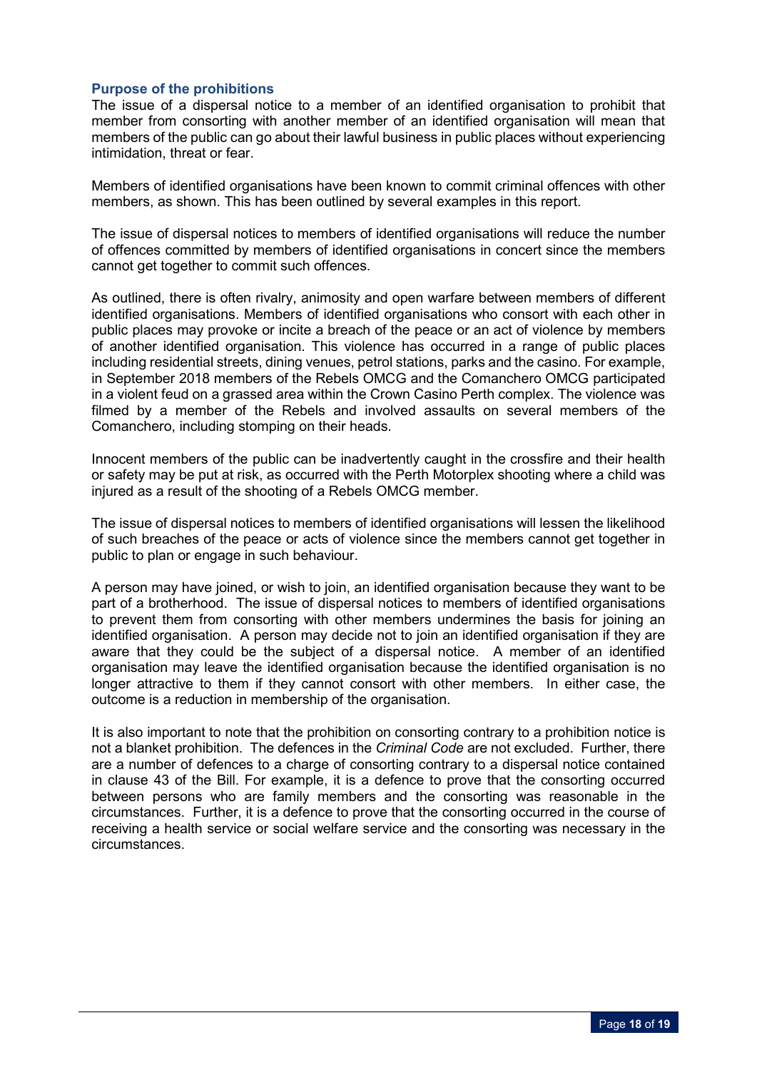### Purpose of the prohibitions

The issue of a dispersal notice to a member of an identified organisation to prohibit that member from consorting with another member of an identified organisation will mean that members of the public can go about their lawful business in public places without experiencing intimidation, threat or fear.

Members of identified organisations have been known to commit criminal offences with other members, as shown. This has been outlined by several examples in this report.

The issue of dispersal notices to members of identified organisations will reduce the number of offences committed by members of identified organisations in concert since the members cannot get together to commit such offences.

As outlined, there is often rivalry, animosity and open warfare between members of different identified organisations. Members of identified organisations who consort with each other in public places may provoke or incite a breach of the peace or an act of violence by members of another identified organisation. This violence has occurred in a range of public places including residential streets, dining venues, petrol stations, parks and the casino. For example, in September 2018 members of the Rebels OMCG and the Comanchero OMCG participated in a violent feud on a grassed area within the Crown Casino Perth complex. The violence was filmed by a member of the Rebels and involved assaults on several members of the Comanchero, including stomping on their heads.

Innocent members of the public can be inadvertently caught in the crossfire and their health or safety may be put at risk, as occurred with the Perth Motorplex shooting where a child was injured as a result of the shooting of a Rebels OMCG member.

The issue of dispersal notices to members of identified organisations will lessen the likelihood of such breaches of the peace or acts of violence since the members cannot get together in public to plan or engage in such behaviour.

A person may have joined, or wish to join, an identified organisation because they want to be part of a brotherhood. The issue of dispersal notices to members of identified organisations to prevent them from consorting with other members undermines the basis for joining an identified organisation. A person may decide not to join an identified organisation if they are aware that they could be the subject of a dispersal notice. A member of an identified organisation may leave the identified organisation because the identified organisation is no longer attractive to them if they cannot consort with other members. In either case, the outcome is a reduction in membership of the organisation.

It is also important to note that the prohibition on consorting contrary to a prohibition notice is not a blanket prohibition. The defences in the *Criminal Code* are not excluded. Further, there are a number of defences to a charge of consorting contrary to a dispersal notice contained in clause 43 of the Bill. For example, it is a defence to prove that the consorting occurred between persons who are family members and the consorting was reasonable in the circumstances. Further, it is a defence to prove that the consorting occurred in the course of receiving a health service or social welfare service and the consorting was necessary in the circumstances.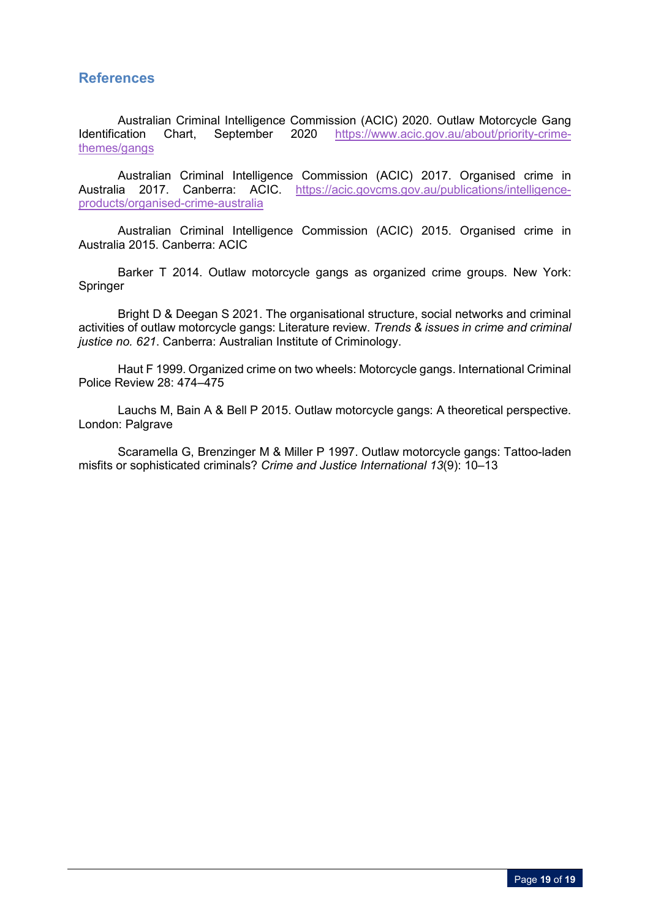## References

Australian Criminal Intelligence Commission (ACIC) 2020. Outlaw Motorcycle Gang Identification Chart, September 2020 https://www.acic.gov.au/about/priority-crime-themes/gangs

Australian Criminal Intelligence Commission (ACIC) 2017. Organised crime in Australia 2017. Canberra: ACIC. https://acic.govcms.gov.au/publications/intelligence-products/organised-crime-australia

Australian Criminal Intelligence Commission (ACIC) 2015. Organised crime in Australia 2015. Canberra: ACIC

Barker T 2014. Outlaw motorcycle gangs as organized crime groups. New York: Springer

Bright D & Deegan S 2021. The organisational structure, social networks and criminal activities of outlaw motorcycle gangs: Literature review. *Trends & issues in crime and criminal justice no. 621*. Canberra: Australian Institute of Criminology.

Haut F 1999. Organized crime on two wheels: Motorcycle gangs. International Criminal Police Review 28: 474–475

Lauchs M, Bain A & Bell P 2015. Outlaw motorcycle gangs: A theoretical perspective. London: Palgrave

Scaramella G, Brenzinger M & Miller P 1997. Outlaw motorcycle gangs: Tattoo-laden misfits or sophisticated criminals? *Crime and Justice International 13*(9): 10–13